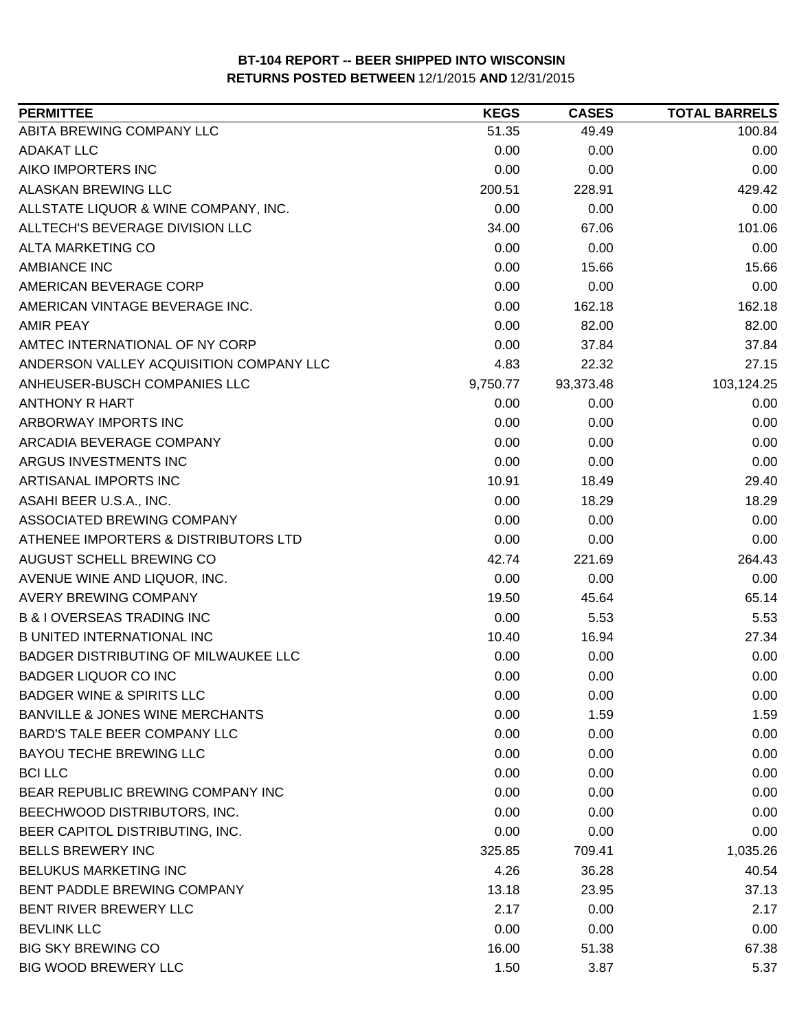**BT-104 REPORT -- BEER SHIPPED INTO WISCONSIN**
**RETURNS POSTED BETWEEN** 12/1/2015 **AND** 12/31/2015

| PERMITTEE | KEGS | CASES | TOTAL BARRELS |
|---|---|---|---|
| ABITA BREWING COMPANY LLC | 51.35 | 49.49 | 100.84 |
| ADAKAT LLC | 0.00 | 0.00 | 0.00 |
| AIKO IMPORTERS INC | 0.00 | 0.00 | 0.00 |
| ALASKAN BREWING LLC | 200.51 | 228.91 | 429.42 |
| ALLSTATE LIQUOR & WINE COMPANY, INC. | 0.00 | 0.00 | 0.00 |
| ALLTECH'S BEVERAGE DIVISION LLC | 34.00 | 67.06 | 101.06 |
| ALTA MARKETING CO | 0.00 | 0.00 | 0.00 |
| AMBIANCE INC | 0.00 | 15.66 | 15.66 |
| AMERICAN BEVERAGE CORP | 0.00 | 0.00 | 0.00 |
| AMERICAN VINTAGE BEVERAGE INC. | 0.00 | 162.18 | 162.18 |
| AMIR PEAY | 0.00 | 82.00 | 82.00 |
| AMTEC INTERNATIONAL OF NY CORP | 0.00 | 37.84 | 37.84 |
| ANDERSON VALLEY ACQUISITION COMPANY LLC | 4.83 | 22.32 | 27.15 |
| ANHEUSER-BUSCH COMPANIES LLC | 9,750.77 | 93,373.48 | 103,124.25 |
| ANTHONY R HART | 0.00 | 0.00 | 0.00 |
| ARBORWAY IMPORTS INC | 0.00 | 0.00 | 0.00 |
| ARCADIA BEVERAGE COMPANY | 0.00 | 0.00 | 0.00 |
| ARGUS INVESTMENTS INC | 0.00 | 0.00 | 0.00 |
| ARTISANAL IMPORTS INC | 10.91 | 18.49 | 29.40 |
| ASAHI BEER U.S.A., INC. | 0.00 | 18.29 | 18.29 |
| ASSOCIATED BREWING COMPANY | 0.00 | 0.00 | 0.00 |
| ATHENEE IMPORTERS & DISTRIBUTORS LTD | 0.00 | 0.00 | 0.00 |
| AUGUST SCHELL BREWING CO | 42.74 | 221.69 | 264.43 |
| AVENUE WINE AND LIQUOR, INC. | 0.00 | 0.00 | 0.00 |
| AVERY BREWING COMPANY | 19.50 | 45.64 | 65.14 |
| B & I OVERSEAS TRADING INC | 0.00 | 5.53 | 5.53 |
| B UNITED INTERNATIONAL INC | 10.40 | 16.94 | 27.34 |
| BADGER DISTRIBUTING OF MILWAUKEE LLC | 0.00 | 0.00 | 0.00 |
| BADGER LIQUOR CO INC | 0.00 | 0.00 | 0.00 |
| BADGER WINE & SPIRITS LLC | 0.00 | 0.00 | 0.00 |
| BANVILLE & JONES WINE MERCHANTS | 0.00 | 1.59 | 1.59 |
| BARD'S TALE BEER COMPANY LLC | 0.00 | 0.00 | 0.00 |
| BAYOU TECHE BREWING LLC | 0.00 | 0.00 | 0.00 |
| BCI LLC | 0.00 | 0.00 | 0.00 |
| BEAR REPUBLIC BREWING COMPANY INC | 0.00 | 0.00 | 0.00 |
| BEECHWOOD DISTRIBUTORS, INC. | 0.00 | 0.00 | 0.00 |
| BEER CAPITOL DISTRIBUTING, INC. | 0.00 | 0.00 | 0.00 |
| BELLS BREWERY INC | 325.85 | 709.41 | 1,035.26 |
| BELUKUS MARKETING INC | 4.26 | 36.28 | 40.54 |
| BENT PADDLE BREWING COMPANY | 13.18 | 23.95 | 37.13 |
| BENT RIVER BREWERY LLC | 2.17 | 0.00 | 2.17 |
| BEVLINK LLC | 0.00 | 0.00 | 0.00 |
| BIG SKY BREWING CO | 16.00 | 51.38 | 67.38 |
| BIG WOOD BREWERY LLC | 1.50 | 3.87 | 5.37 |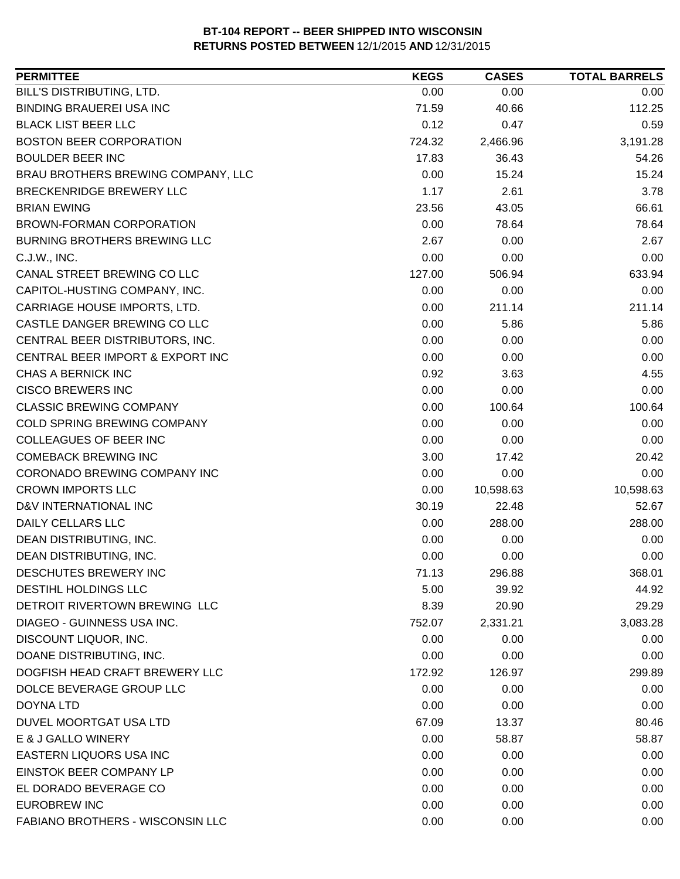**BT-104 REPORT -- BEER SHIPPED INTO WISCONSIN**
**RETURNS POSTED BETWEEN** 12/1/2015 **AND** 12/31/2015

| PERMITTEE | KEGS | CASES | TOTAL BARRELS |
|---|---|---|---|
| BILL'S DISTRIBUTING, LTD. | 0.00 | 0.00 | 0.00 |
| BINDING BRAUEREI USA INC | 71.59 | 40.66 | 112.25 |
| BLACK LIST BEER LLC | 0.12 | 0.47 | 0.59 |
| BOSTON BEER CORPORATION | 724.32 | 2,466.96 | 3,191.28 |
| BOULDER BEER INC | 17.83 | 36.43 | 54.26 |
| BRAU BROTHERS BREWING COMPANY, LLC | 0.00 | 15.24 | 15.24 |
| BRECKENRIDGE BREWERY LLC | 1.17 | 2.61 | 3.78 |
| BRIAN EWING | 23.56 | 43.05 | 66.61 |
| BROWN-FORMAN CORPORATION | 0.00 | 78.64 | 78.64 |
| BURNING BROTHERS BREWING LLC | 2.67 | 0.00 | 2.67 |
| C.J.W., INC. | 0.00 | 0.00 | 0.00 |
| CANAL STREET BREWING CO LLC | 127.00 | 506.94 | 633.94 |
| CAPITOL-HUSTING COMPANY, INC. | 0.00 | 0.00 | 0.00 |
| CARRIAGE HOUSE IMPORTS, LTD. | 0.00 | 211.14 | 211.14 |
| CASTLE DANGER BREWING CO LLC | 0.00 | 5.86 | 5.86 |
| CENTRAL BEER DISTRIBUTORS, INC. | 0.00 | 0.00 | 0.00 |
| CENTRAL BEER IMPORT & EXPORT INC | 0.00 | 0.00 | 0.00 |
| CHAS A BERNICK INC | 0.92 | 3.63 | 4.55 |
| CISCO BREWERS INC | 0.00 | 0.00 | 0.00 |
| CLASSIC BREWING COMPANY | 0.00 | 100.64 | 100.64 |
| COLD SPRING BREWING COMPANY | 0.00 | 0.00 | 0.00 |
| COLLEAGUES OF BEER INC | 0.00 | 0.00 | 0.00 |
| COMEBACK BREWING INC | 3.00 | 17.42 | 20.42 |
| CORONADO BREWING COMPANY INC | 0.00 | 0.00 | 0.00 |
| CROWN IMPORTS LLC | 0.00 | 10,598.63 | 10,598.63 |
| D&V INTERNATIONAL INC | 30.19 | 22.48 | 52.67 |
| DAILY CELLARS LLC | 0.00 | 288.00 | 288.00 |
| DEAN DISTRIBUTING, INC. | 0.00 | 0.00 | 0.00 |
| DEAN DISTRIBUTING, INC. | 0.00 | 0.00 | 0.00 |
| DESCHUTES BREWERY INC | 71.13 | 296.88 | 368.01 |
| DESTIHL HOLDINGS LLC | 5.00 | 39.92 | 44.92 |
| DETROIT RIVERTOWN BREWING LLC | 8.39 | 20.90 | 29.29 |
| DIAGEO - GUINNESS USA INC. | 752.07 | 2,331.21 | 3,083.28 |
| DISCOUNT LIQUOR, INC. | 0.00 | 0.00 | 0.00 |
| DOANE DISTRIBUTING, INC. | 0.00 | 0.00 | 0.00 |
| DOGFISH HEAD CRAFT BREWERY LLC | 172.92 | 126.97 | 299.89 |
| DOLCE BEVERAGE GROUP LLC | 0.00 | 0.00 | 0.00 |
| DOYNA LTD | 0.00 | 0.00 | 0.00 |
| DUVEL MOORTGAT USA LTD | 67.09 | 13.37 | 80.46 |
| E & J GALLO WINERY | 0.00 | 58.87 | 58.87 |
| EASTERN LIQUORS USA INC | 0.00 | 0.00 | 0.00 |
| EINSTOK BEER COMPANY LP | 0.00 | 0.00 | 0.00 |
| EL DORADO BEVERAGE CO | 0.00 | 0.00 | 0.00 |
| EUROBREW INC | 0.00 | 0.00 | 0.00 |
| FABIANO BROTHERS - WISCONSIN LLC | 0.00 | 0.00 | 0.00 |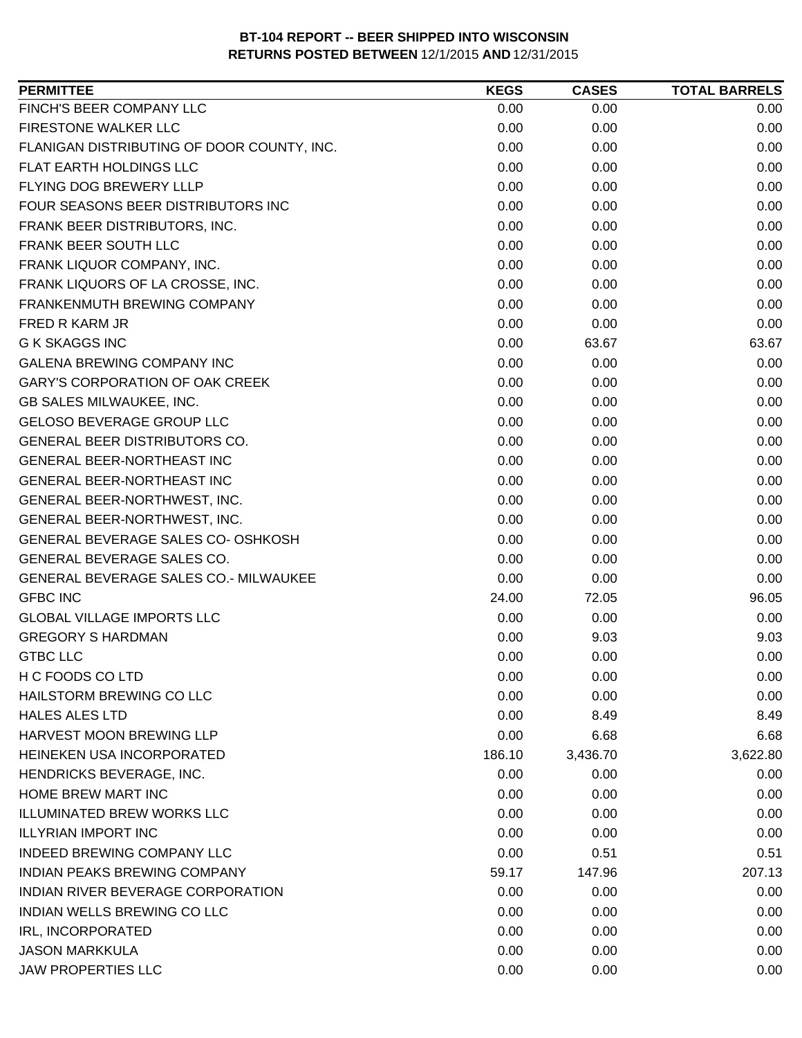**BT-104 REPORT -- BEER SHIPPED INTO WISCONSIN**
**RETURNS POSTED BETWEEN** 12/1/2015 **AND** 12/31/2015

| PERMITTEE | KEGS | CASES | TOTAL BARRELS |
|---|---|---|---|
| FINCH'S BEER COMPANY LLC | 0.00 | 0.00 | 0.00 |
| FIRESTONE WALKER LLC | 0.00 | 0.00 | 0.00 |
| FLANIGAN DISTRIBUTING OF DOOR COUNTY, INC. | 0.00 | 0.00 | 0.00 |
| FLAT EARTH HOLDINGS LLC | 0.00 | 0.00 | 0.00 |
| FLYING DOG BREWERY LLLP | 0.00 | 0.00 | 0.00 |
| FOUR SEASONS BEER DISTRIBUTORS INC | 0.00 | 0.00 | 0.00 |
| FRANK BEER DISTRIBUTORS, INC. | 0.00 | 0.00 | 0.00 |
| FRANK BEER SOUTH LLC | 0.00 | 0.00 | 0.00 |
| FRANK LIQUOR COMPANY, INC. | 0.00 | 0.00 | 0.00 |
| FRANK LIQUORS OF LA CROSSE, INC. | 0.00 | 0.00 | 0.00 |
| FRANKENMUTH BREWING COMPANY | 0.00 | 0.00 | 0.00 |
| FRED R KARM JR | 0.00 | 0.00 | 0.00 |
| G K SKAGGS INC | 0.00 | 63.67 | 63.67 |
| GALENA BREWING COMPANY INC | 0.00 | 0.00 | 0.00 |
| GARY'S CORPORATION OF OAK CREEK | 0.00 | 0.00 | 0.00 |
| GB SALES MILWAUKEE, INC. | 0.00 | 0.00 | 0.00 |
| GELOSO BEVERAGE GROUP LLC | 0.00 | 0.00 | 0.00 |
| GENERAL BEER DISTRIBUTORS CO. | 0.00 | 0.00 | 0.00 |
| GENERAL BEER-NORTHEAST INC | 0.00 | 0.00 | 0.00 |
| GENERAL BEER-NORTHEAST INC | 0.00 | 0.00 | 0.00 |
| GENERAL BEER-NORTHWEST, INC. | 0.00 | 0.00 | 0.00 |
| GENERAL BEER-NORTHWEST, INC. | 0.00 | 0.00 | 0.00 |
| GENERAL BEVERAGE SALES CO- OSHKOSH | 0.00 | 0.00 | 0.00 |
| GENERAL BEVERAGE SALES CO. | 0.00 | 0.00 | 0.00 |
| GENERAL BEVERAGE SALES CO.- MILWAUKEE | 0.00 | 0.00 | 0.00 |
| GFBC INC | 24.00 | 72.05 | 96.05 |
| GLOBAL VILLAGE IMPORTS LLC | 0.00 | 0.00 | 0.00 |
| GREGORY S HARDMAN | 0.00 | 9.03 | 9.03 |
| GTBC LLC | 0.00 | 0.00 | 0.00 |
| H C FOODS CO LTD | 0.00 | 0.00 | 0.00 |
| HAILSTORM BREWING CO LLC | 0.00 | 0.00 | 0.00 |
| HALES ALES LTD | 0.00 | 8.49 | 8.49 |
| HARVEST MOON BREWING LLP | 0.00 | 6.68 | 6.68 |
| HEINEKEN USA INCORPORATED | 186.10 | 3,436.70 | 3,622.80 |
| HENDRICKS BEVERAGE, INC. | 0.00 | 0.00 | 0.00 |
| HOME BREW MART INC | 0.00 | 0.00 | 0.00 |
| ILLUMINATED BREW WORKS LLC | 0.00 | 0.00 | 0.00 |
| ILLYRIAN IMPORT INC | 0.00 | 0.00 | 0.00 |
| INDEED BREWING COMPANY LLC | 0.00 | 0.51 | 0.51 |
| INDIAN PEAKS BREWING COMPANY | 59.17 | 147.96 | 207.13 |
| INDIAN RIVER BEVERAGE CORPORATION | 0.00 | 0.00 | 0.00 |
| INDIAN WELLS BREWING CO LLC | 0.00 | 0.00 | 0.00 |
| IRL, INCORPORATED | 0.00 | 0.00 | 0.00 |
| JASON MARKKULA | 0.00 | 0.00 | 0.00 |
| JAW PROPERTIES LLC | 0.00 | 0.00 | 0.00 |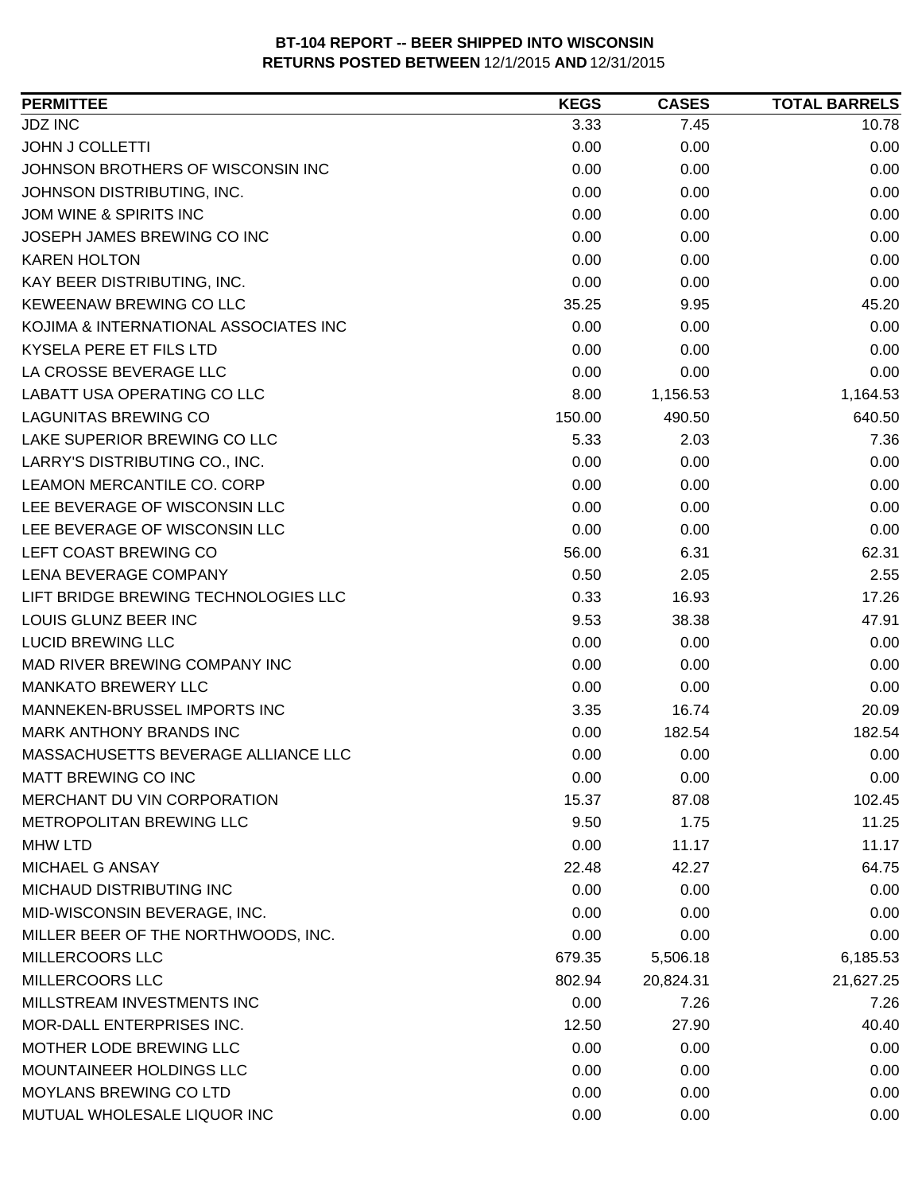**BT-104 REPORT -- BEER SHIPPED INTO WISCONSIN**
**RETURNS POSTED BETWEEN** 12/1/2015 **AND** 12/31/2015

| PERMITTEE | KEGS | CASES | TOTAL BARRELS |
|---|---|---|---|
| JDZ INC | 3.33 | 7.45 | 10.78 |
| JOHN J COLLETTI | 0.00 | 0.00 | 0.00 |
| JOHNSON BROTHERS OF WISCONSIN INC | 0.00 | 0.00 | 0.00 |
| JOHNSON DISTRIBUTING, INC. | 0.00 | 0.00 | 0.00 |
| JOM WINE & SPIRITS INC | 0.00 | 0.00 | 0.00 |
| JOSEPH JAMES BREWING CO INC | 0.00 | 0.00 | 0.00 |
| KAREN HOLTON | 0.00 | 0.00 | 0.00 |
| KAY BEER DISTRIBUTING, INC. | 0.00 | 0.00 | 0.00 |
| KEWEENAW BREWING CO LLC | 35.25 | 9.95 | 45.20 |
| KOJIMA & INTERNATIONAL ASSOCIATES INC | 0.00 | 0.00 | 0.00 |
| KYSELA PERE ET FILS LTD | 0.00 | 0.00 | 0.00 |
| LA CROSSE BEVERAGE LLC | 0.00 | 0.00 | 0.00 |
| LABATT USA OPERATING CO LLC | 8.00 | 1,156.53 | 1,164.53 |
| LAGUNITAS BREWING CO | 150.00 | 490.50 | 640.50 |
| LAKE SUPERIOR BREWING CO LLC | 5.33 | 2.03 | 7.36 |
| LARRY'S DISTRIBUTING CO., INC. | 0.00 | 0.00 | 0.00 |
| LEAMON MERCANTILE CO. CORP | 0.00 | 0.00 | 0.00 |
| LEE BEVERAGE OF WISCONSIN LLC | 0.00 | 0.00 | 0.00 |
| LEE BEVERAGE OF WISCONSIN LLC | 0.00 | 0.00 | 0.00 |
| LEFT COAST BREWING CO | 56.00 | 6.31 | 62.31 |
| LENA BEVERAGE COMPANY | 0.50 | 2.05 | 2.55 |
| LIFT BRIDGE BREWING TECHNOLOGIES LLC | 0.33 | 16.93 | 17.26 |
| LOUIS GLUNZ BEER INC | 9.53 | 38.38 | 47.91 |
| LUCID BREWING LLC | 0.00 | 0.00 | 0.00 |
| MAD RIVER BREWING COMPANY INC | 0.00 | 0.00 | 0.00 |
| MANKATO BREWERY LLC | 0.00 | 0.00 | 0.00 |
| MANNEKEN-BRUSSEL IMPORTS INC | 3.35 | 16.74 | 20.09 |
| MARK ANTHONY BRANDS INC | 0.00 | 182.54 | 182.54 |
| MASSACHUSETTS BEVERAGE ALLIANCE LLC | 0.00 | 0.00 | 0.00 |
| MATT BREWING CO INC | 0.00 | 0.00 | 0.00 |
| MERCHANT DU VIN CORPORATION | 15.37 | 87.08 | 102.45 |
| METROPOLITAN BREWING LLC | 9.50 | 1.75 | 11.25 |
| MHW LTD | 0.00 | 11.17 | 11.17 |
| MICHAEL G ANSAY | 22.48 | 42.27 | 64.75 |
| MICHAUD DISTRIBUTING INC | 0.00 | 0.00 | 0.00 |
| MID-WISCONSIN BEVERAGE, INC. | 0.00 | 0.00 | 0.00 |
| MILLER BEER OF THE NORTHWOODS, INC. | 0.00 | 0.00 | 0.00 |
| MILLERCOORS LLC | 679.35 | 5,506.18 | 6,185.53 |
| MILLERCOORS LLC | 802.94 | 20,824.31 | 21,627.25 |
| MILLSTREAM INVESTMENTS INC | 0.00 | 7.26 | 7.26 |
| MOR-DALL ENTERPRISES INC. | 12.50 | 27.90 | 40.40 |
| MOTHER LODE BREWING LLC | 0.00 | 0.00 | 0.00 |
| MOUNTAINEER HOLDINGS LLC | 0.00 | 0.00 | 0.00 |
| MOYLANS BREWING CO LTD | 0.00 | 0.00 | 0.00 |
| MUTUAL WHOLESALE LIQUOR INC | 0.00 | 0.00 | 0.00 |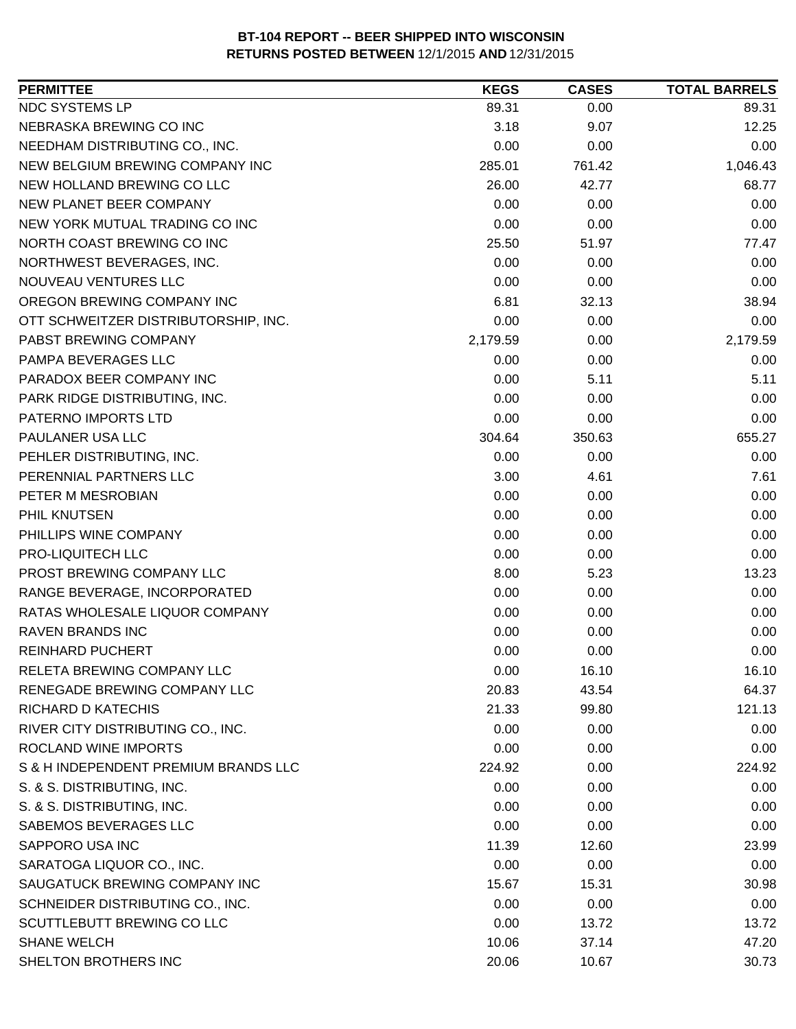**BT-104 REPORT -- BEER SHIPPED INTO WISCONSIN**
**RETURNS POSTED BETWEEN** 12/1/2015 **AND** 12/31/2015

| PERMITTEE | KEGS | CASES | TOTAL BARRELS |
|---|---|---|---|
| NDC SYSTEMS LP | 89.31 | 0.00 | 89.31 |
| NEBRASKA BREWING CO INC | 3.18 | 9.07 | 12.25 |
| NEEDHAM DISTRIBUTING CO., INC. | 0.00 | 0.00 | 0.00 |
| NEW BELGIUM BREWING COMPANY INC | 285.01 | 761.42 | 1,046.43 |
| NEW HOLLAND BREWING CO LLC | 26.00 | 42.77 | 68.77 |
| NEW PLANET BEER COMPANY | 0.00 | 0.00 | 0.00 |
| NEW YORK MUTUAL TRADING CO INC | 0.00 | 0.00 | 0.00 |
| NORTH COAST BREWING CO INC | 25.50 | 51.97 | 77.47 |
| NORTHWEST BEVERAGES, INC. | 0.00 | 0.00 | 0.00 |
| NOUVEAU VENTURES LLC | 0.00 | 0.00 | 0.00 |
| OREGON BREWING COMPANY INC | 6.81 | 32.13 | 38.94 |
| OTT SCHWEITZER DISTRIBUTORSHIP, INC. | 0.00 | 0.00 | 0.00 |
| PABST BREWING COMPANY | 2,179.59 | 0.00 | 2,179.59 |
| PAMPA BEVERAGES LLC | 0.00 | 0.00 | 0.00 |
| PARADOX BEER COMPANY INC | 0.00 | 5.11 | 5.11 |
| PARK RIDGE DISTRIBUTING, INC. | 0.00 | 0.00 | 0.00 |
| PATERNO IMPORTS LTD | 0.00 | 0.00 | 0.00 |
| PAULANER USA LLC | 304.64 | 350.63 | 655.27 |
| PEHLER DISTRIBUTING, INC. | 0.00 | 0.00 | 0.00 |
| PERENNIAL PARTNERS LLC | 3.00 | 4.61 | 7.61 |
| PETER M MESROBIAN | 0.00 | 0.00 | 0.00 |
| PHIL KNUTSEN | 0.00 | 0.00 | 0.00 |
| PHILLIPS WINE COMPANY | 0.00 | 0.00 | 0.00 |
| PRO-LIQUITECH LLC | 0.00 | 0.00 | 0.00 |
| PROST BREWING COMPANY LLC | 8.00 | 5.23 | 13.23 |
| RANGE BEVERAGE, INCORPORATED | 0.00 | 0.00 | 0.00 |
| RATAS WHOLESALE LIQUOR COMPANY | 0.00 | 0.00 | 0.00 |
| RAVEN BRANDS INC | 0.00 | 0.00 | 0.00 |
| REINHARD PUCHERT | 0.00 | 0.00 | 0.00 |
| RELETA BREWING COMPANY LLC | 0.00 | 16.10 | 16.10 |
| RENEGADE BREWING COMPANY LLC | 20.83 | 43.54 | 64.37 |
| RICHARD D KATECHIS | 21.33 | 99.80 | 121.13 |
| RIVER CITY DISTRIBUTING CO., INC. | 0.00 | 0.00 | 0.00 |
| ROCLAND WINE IMPORTS | 0.00 | 0.00 | 0.00 |
| S & H INDEPENDENT PREMIUM BRANDS LLC | 224.92 | 0.00 | 224.92 |
| S. & S. DISTRIBUTING, INC. | 0.00 | 0.00 | 0.00 |
| S. & S. DISTRIBUTING, INC. | 0.00 | 0.00 | 0.00 |
| SABEMOS BEVERAGES LLC | 0.00 | 0.00 | 0.00 |
| SAPPORO USA INC | 11.39 | 12.60 | 23.99 |
| SARATOGA LIQUOR CO., INC. | 0.00 | 0.00 | 0.00 |
| SAUGATUCK BREWING COMPANY INC | 15.67 | 15.31 | 30.98 |
| SCHNEIDER DISTRIBUTING CO., INC. | 0.00 | 0.00 | 0.00 |
| SCUTTLEBUTT BREWING CO LLC | 0.00 | 13.72 | 13.72 |
| SHANE WELCH | 10.06 | 37.14 | 47.20 |
| SHELTON BROTHERS INC | 20.06 | 10.67 | 30.73 |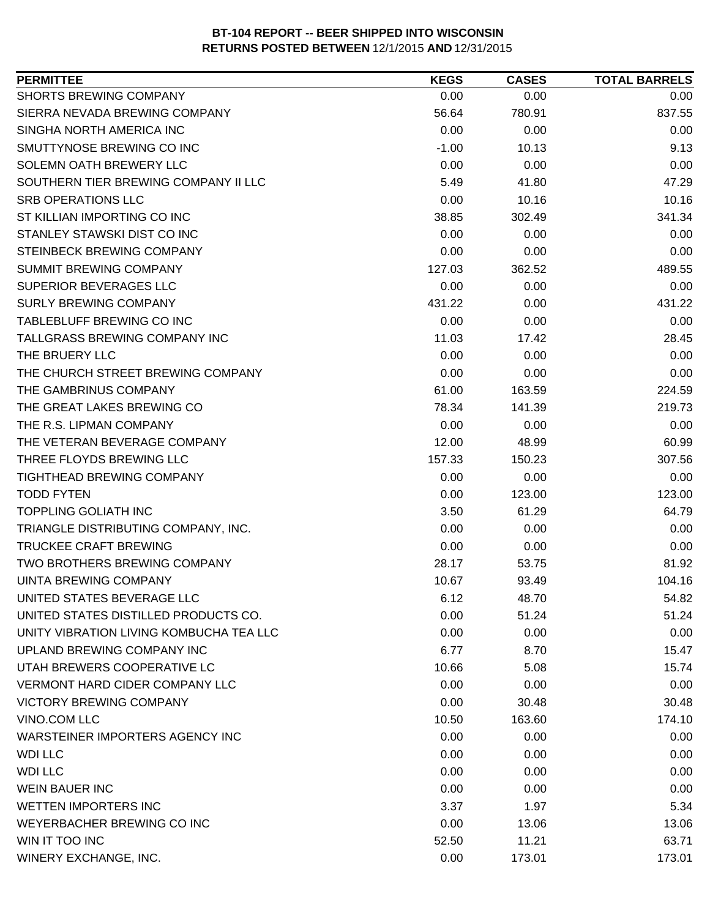**BT-104 REPORT -- BEER SHIPPED INTO WISCONSIN**
**RETURNS POSTED BETWEEN** 12/1/2015 **AND** 12/31/2015

| PERMITTEE | KEGS | CASES | TOTAL BARRELS |
|---|---|---|---|
| SHORTS BREWING COMPANY | 0.00 | 0.00 | 0.00 |
| SIERRA NEVADA BREWING COMPANY | 56.64 | 780.91 | 837.55 |
| SINGHA NORTH AMERICA INC | 0.00 | 0.00 | 0.00 |
| SMUTTYNOSE BREWING CO INC | -1.00 | 10.13 | 9.13 |
| SOLEMN OATH BREWERY LLC | 0.00 | 0.00 | 0.00 |
| SOUTHERN TIER BREWING COMPANY II LLC | 5.49 | 41.80 | 47.29 |
| SRB OPERATIONS LLC | 0.00 | 10.16 | 10.16 |
| ST KILLIAN IMPORTING CO INC | 38.85 | 302.49 | 341.34 |
| STANLEY STAWSKI DIST CO INC | 0.00 | 0.00 | 0.00 |
| STEINBECK BREWING COMPANY | 0.00 | 0.00 | 0.00 |
| SUMMIT BREWING COMPANY | 127.03 | 362.52 | 489.55 |
| SUPERIOR BEVERAGES LLC | 0.00 | 0.00 | 0.00 |
| SURLY BREWING COMPANY | 431.22 | 0.00 | 431.22 |
| TABLEBLUFF BREWING CO INC | 0.00 | 0.00 | 0.00 |
| TALLGRASS BREWING COMPANY INC | 11.03 | 17.42 | 28.45 |
| THE BRUERY LLC | 0.00 | 0.00 | 0.00 |
| THE CHURCH STREET BREWING COMPANY | 0.00 | 0.00 | 0.00 |
| THE GAMBRINUS COMPANY | 61.00 | 163.59 | 224.59 |
| THE GREAT LAKES BREWING CO | 78.34 | 141.39 | 219.73 |
| THE R.S. LIPMAN COMPANY | 0.00 | 0.00 | 0.00 |
| THE VETERAN BEVERAGE COMPANY | 12.00 | 48.99 | 60.99 |
| THREE FLOYDS BREWING LLC | 157.33 | 150.23 | 307.56 |
| TIGHTHEAD BREWING COMPANY | 0.00 | 0.00 | 0.00 |
| TODD FYTEN | 0.00 | 123.00 | 123.00 |
| TOPPLING GOLIATH INC | 3.50 | 61.29 | 64.79 |
| TRIANGLE DISTRIBUTING COMPANY, INC. | 0.00 | 0.00 | 0.00 |
| TRUCKEE CRAFT BREWING | 0.00 | 0.00 | 0.00 |
| TWO BROTHERS BREWING COMPANY | 28.17 | 53.75 | 81.92 |
| UINTA BREWING COMPANY | 10.67 | 93.49 | 104.16 |
| UNITED STATES BEVERAGE LLC | 6.12 | 48.70 | 54.82 |
| UNITED STATES DISTILLED PRODUCTS CO. | 0.00 | 51.24 | 51.24 |
| UNITY VIBRATION LIVING KOMBUCHA TEA LLC | 0.00 | 0.00 | 0.00 |
| UPLAND BREWING COMPANY INC | 6.77 | 8.70 | 15.47 |
| UTAH BREWERS COOPERATIVE LC | 10.66 | 5.08 | 15.74 |
| VERMONT HARD CIDER COMPANY LLC | 0.00 | 0.00 | 0.00 |
| VICTORY BREWING COMPANY | 0.00 | 30.48 | 30.48 |
| VINO.COM LLC | 10.50 | 163.60 | 174.10 |
| WARSTEINER IMPORTERS AGENCY INC | 0.00 | 0.00 | 0.00 |
| WDI LLC | 0.00 | 0.00 | 0.00 |
| WDI LLC | 0.00 | 0.00 | 0.00 |
| WEIN BAUER INC | 0.00 | 0.00 | 0.00 |
| WETTEN IMPORTERS INC | 3.37 | 1.97 | 5.34 |
| WEYERBACHER BREWING CO INC | 0.00 | 13.06 | 13.06 |
| WIN IT TOO INC | 52.50 | 11.21 | 63.71 |
| WINERY EXCHANGE, INC. | 0.00 | 173.01 | 173.01 |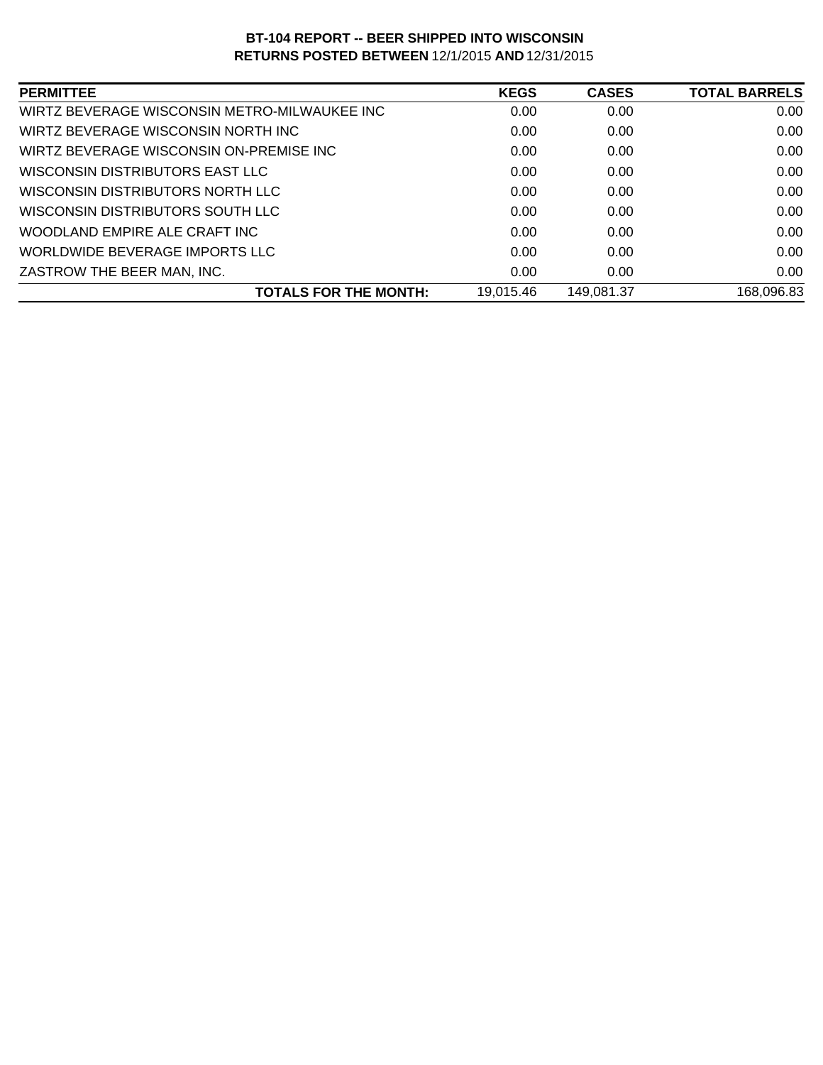**BT-104 REPORT -- BEER SHIPPED INTO WISCONSIN**
**RETURNS POSTED BETWEEN** 12/1/2015 **AND** 12/31/2015

| PERMITTEE | KEGS | CASES | TOTAL BARRELS |
|---|---|---|---|
| WIRTZ BEVERAGE WISCONSIN METRO-MILWAUKEE INC | 0.00 | 0.00 | 0.00 |
| WIRTZ BEVERAGE WISCONSIN NORTH INC | 0.00 | 0.00 | 0.00 |
| WIRTZ BEVERAGE WISCONSIN ON-PREMISE INC | 0.00 | 0.00 | 0.00 |
| WISCONSIN DISTRIBUTORS EAST LLC | 0.00 | 0.00 | 0.00 |
| WISCONSIN DISTRIBUTORS NORTH LLC | 0.00 | 0.00 | 0.00 |
| WISCONSIN DISTRIBUTORS SOUTH LLC | 0.00 | 0.00 | 0.00 |
| WOODLAND EMPIRE ALE CRAFT INC | 0.00 | 0.00 | 0.00 |
| WORLDWIDE BEVERAGE IMPORTS LLC | 0.00 | 0.00 | 0.00 |
| ZASTROW THE BEER MAN, INC. | 0.00 | 0.00 | 0.00 |
| **TOTALS FOR THE MONTH:** | 19,015.46 | 149,081.37 | 168,096.83 |